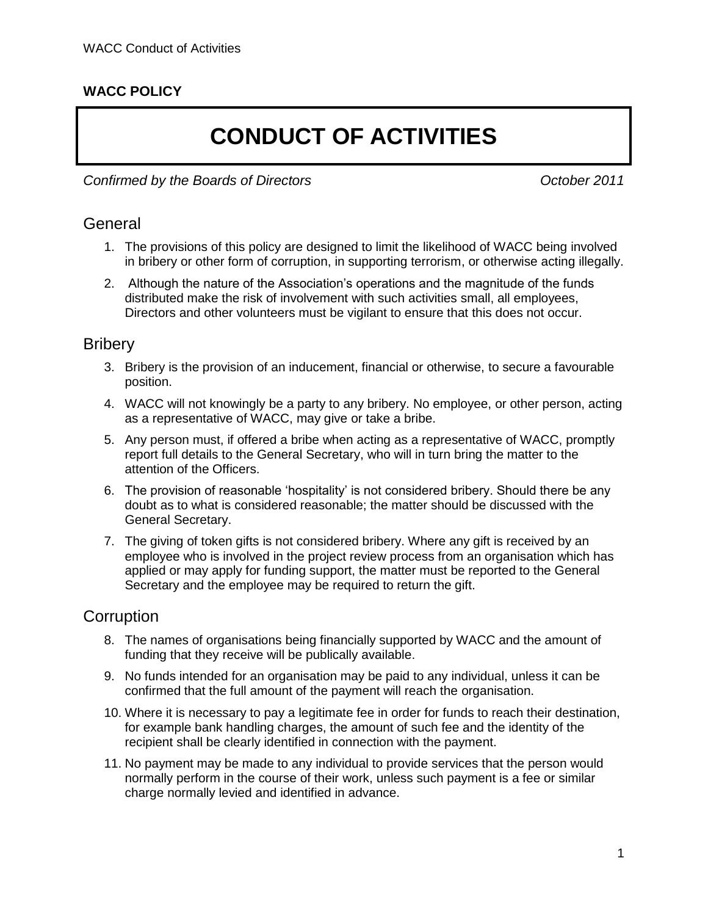**WACC POLICY**

# CONDUCT OF ACTIVITIES

*Confirmed by the Boards of Directors* *October 2011*

## General

1. The provisions of this policy are designed to limit the likelihood of WACC being involved in bribery or other form of corruption, in supporting terrorism, or otherwise acting illegally.
2. Although the nature of the Association's operations and the magnitude of the funds distributed make the risk of involvement with such activities small, all employees, Directors and other volunteers must be vigilant to ensure that this does not occur.

## Bribery

3. Bribery is the provision of an inducement, financial or otherwise, to secure a favourable position.
4. WACC will not knowingly be a party to any bribery. No employee, or other person, acting as a representative of WACC, may give or take a bribe.
5. Any person must, if offered a bribe when acting as a representative of WACC, promptly report full details to the General Secretary, who will in turn bring the matter to the attention of the Officers.
6. The provision of reasonable 'hospitality' is not considered bribery. Should there be any doubt as to what is considered reasonable; the matter should be discussed with the General Secretary.
7. The giving of token gifts is not considered bribery. Where any gift is received by an employee who is involved in the project review process from an organisation which has applied or may apply for funding support, the matter must be reported to the General Secretary and the employee may be required to return the gift.

## Corruption

8. The names of organisations being financially supported by WACC and the amount of funding that they receive will be publically available.
9. No funds intended for an organisation may be paid to any individual, unless it can be confirmed that the full amount of the payment will reach the organisation.
10. Where it is necessary to pay a legitimate fee in order for funds to reach their destination, for example bank handling charges, the amount of such fee and the identity of the recipient shall be clearly identified in connection with the payment.
11. No payment may be made to any individual to provide services that the person would normally perform in the course of their work, unless such payment is a fee or similar charge normally levied and identified in advance.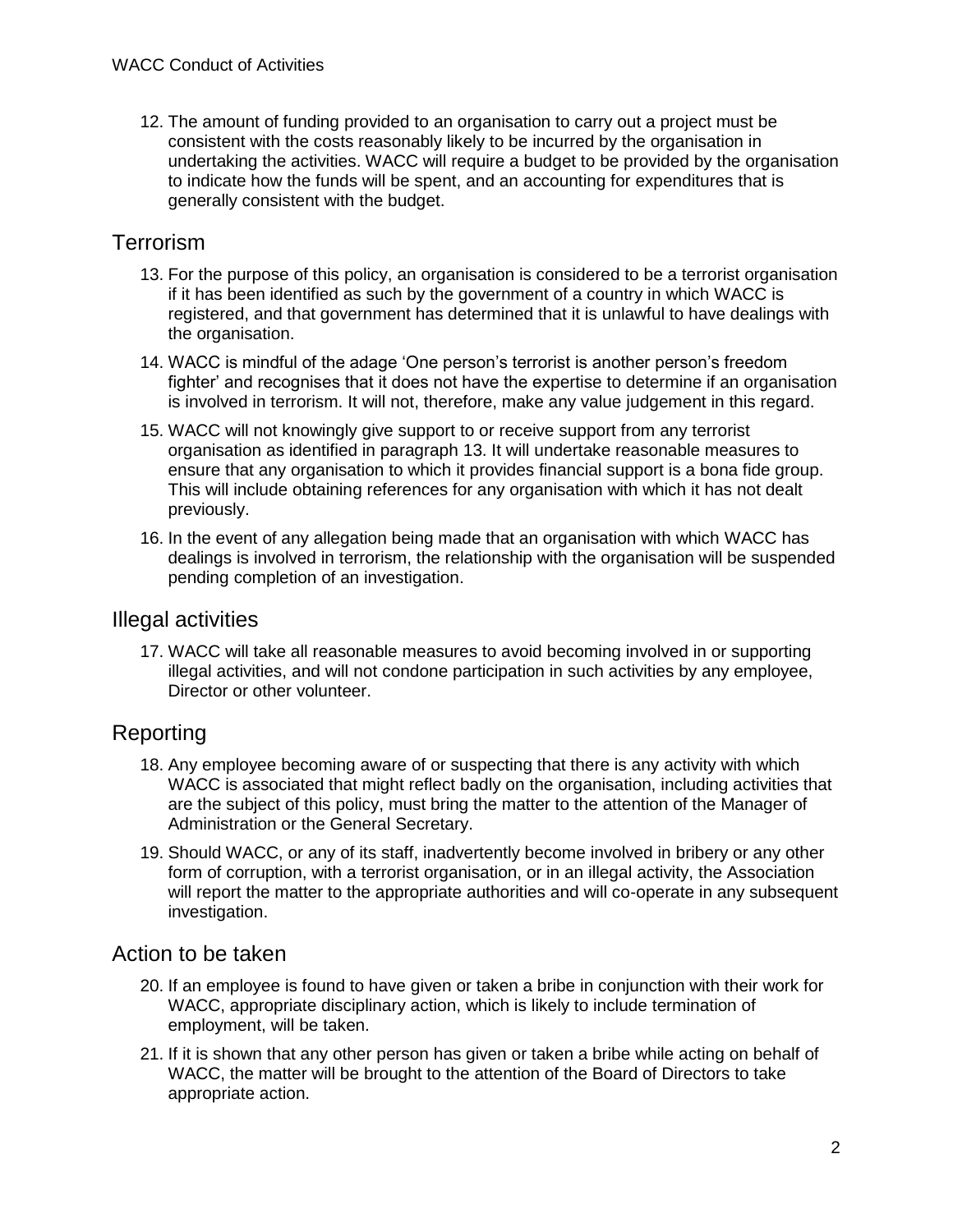12. The amount of funding provided to an organisation to carry out a project must be consistent with the costs reasonably likely to be incurred by the organisation in undertaking the activities. WACC will require a budget to be provided by the organisation to indicate how the funds will be spent, and an accounting for expenditures that is generally consistent with the budget.

## Terrorism

13. For the purpose of this policy, an organisation is considered to be a terrorist organisation if it has been identified as such by the government of a country in which WACC is registered, and that government has determined that it is unlawful to have dealings with the organisation.
14. WACC is mindful of the adage 'One person's terrorist is another person's freedom fighter' and recognises that it does not have the expertise to determine if an organisation is involved in terrorism. It will not, therefore, make any value judgement in this regard.
15. WACC will not knowingly give support to or receive support from any terrorist organisation as identified in paragraph 13. It will undertake reasonable measures to ensure that any organisation to which it provides financial support is a bona fide group. This will include obtaining references for any organisation with which it has not dealt previously.
16. In the event of any allegation being made that an organisation with which WACC has dealings is involved in terrorism, the relationship with the organisation will be suspended pending completion of an investigation.

## Illegal activities

17. WACC will take all reasonable measures to avoid becoming involved in or supporting illegal activities, and will not condone participation in such activities by any employee, Director or other volunteer.

## Reporting

18. Any employee becoming aware of or suspecting that there is any activity with which WACC is associated that might reflect badly on the organisation, including activities that are the subject of this policy, must bring the matter to the attention of the Manager of Administration or the General Secretary.
19. Should WACC, or any of its staff, inadvertently become involved in bribery or any other form of corruption, with a terrorist organisation, or in an illegal activity, the Association will report the matter to the appropriate authorities and will co-operate in any subsequent investigation.

## Action to be taken

20. If an employee is found to have given or taken a bribe in conjunction with their work for WACC, appropriate disciplinary action, which is likely to include termination of employment, will be taken.
21. If it is shown that any other person has given or taken a bribe while acting on behalf of WACC, the matter will be brought to the attention of the Board of Directors to take appropriate action.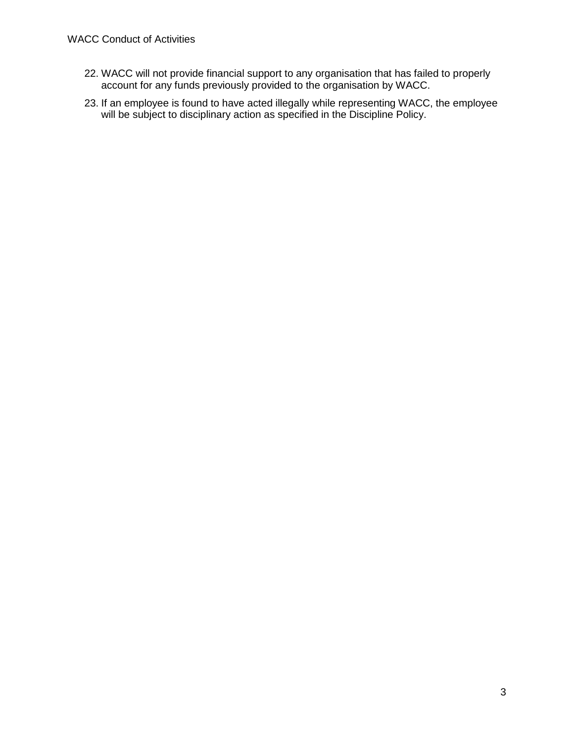22. WACC will not provide financial support to any organisation that has failed to properly account for any funds previously provided to the organisation by WACC.
23. If an employee is found to have acted illegally while representing WACC, the employee will be subject to disciplinary action as specified in the Discipline Policy.